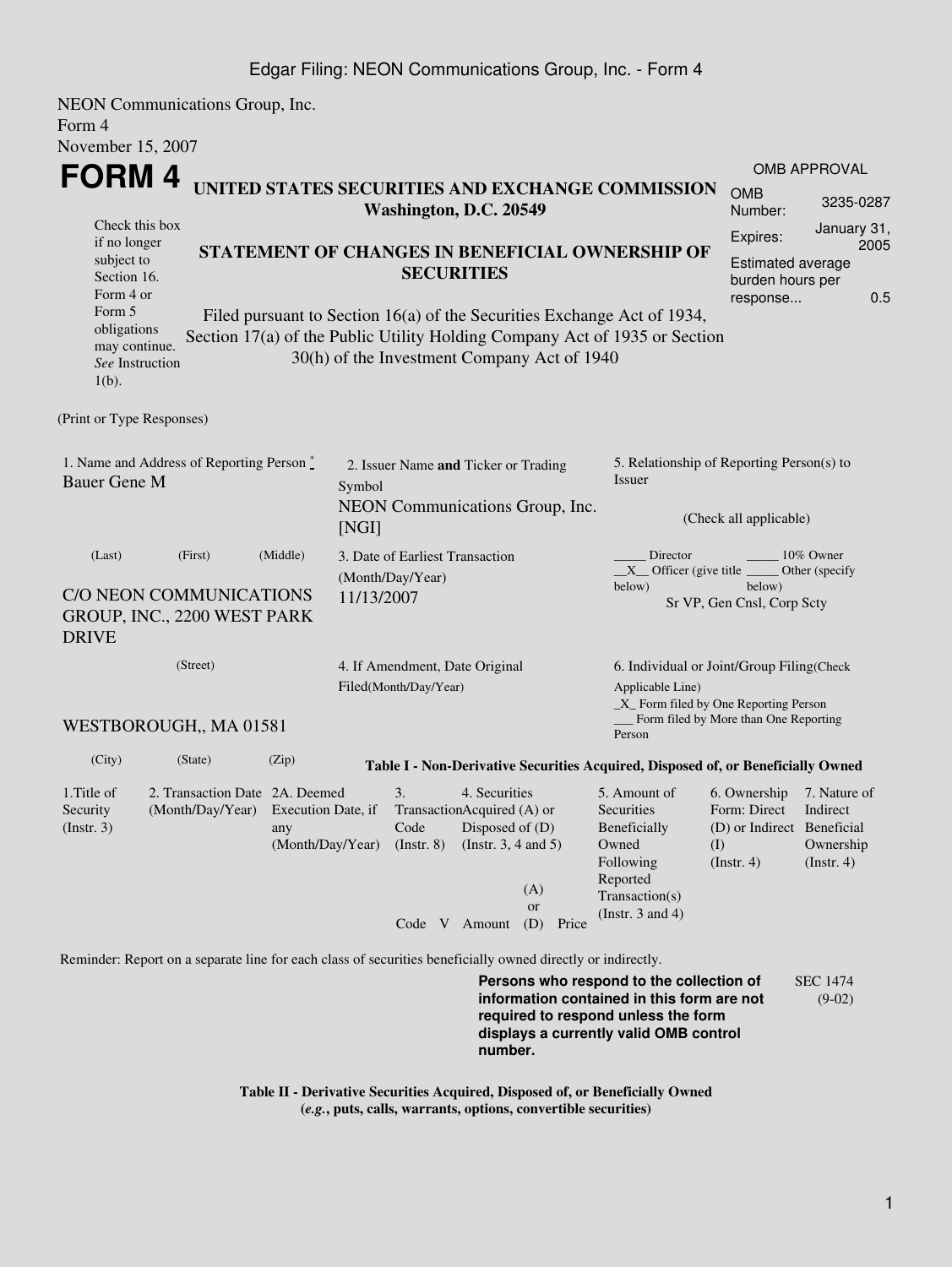NEON Communications Group, Inc.
Form 4
November 15, 2007

# FORM 4

## UNITED STATES SECURITIES AND EXCHANGE COMMISSION
**Washington, D.C. 20549**

Check this box if no longer subject to Section 16. Form 4 or Form 5 obligations may continue. *See* Instruction 1(b).

### STATEMENT OF CHANGES IN BENEFICIAL OWNERSHIP OF SECURITIES

Filed pursuant to Section 16(a) of the Securities Exchange Act of 1934, Section 17(a) of the Public Utility Holding Company Act of 1935 or Section 30(h) of the Investment Company Act of 1940

| OMB APPROVAL | |
|---|---|
| OMB Number: | 3235-0287 |
| Expires: | January 31, 2005 |
| Estimated average burden hours per response... | 0.5 |

(Print or Type Responses)

| | | |
|---|---|---|
| 1. Name and Address of Reporting Person * <br> Bauer Gene M <br> (Last) (First) (Middle) <br> C/O NEON COMMUNICATIONS GROUP, INC., 2200 WEST PARK DRIVE <br> (Street) <br> WESTBOROUGH,, MA 01581 <br> (City) (State) (Zip) | 2. Issuer Name **and** Ticker or Trading Symbol <br> NEON Communications Group, Inc. [NGI] <br> 3. Date of Earliest Transaction (Month/Day/Year) <br> 11/13/2007 <br> 4. If Amendment, Date Original Filed(Month/Day/Year) | 5. Relationship of Reporting Person(s) to Issuer <br> (Check all applicable) <br> _____ Director _____ 10% Owner <br> __X__ Officer (give title below) _____ Other (specify below) <br> Sr VP, Gen Cnsl, Corp Scty <br> 6. Individual or Joint/Group Filing(Check Applicable Line) <br> _X_ Form filed by One Reporting Person <br> ___ Form filed by More than One Reporting Person |

**Table I - Non-Derivative Securities Acquired, Disposed of, or Beneficially Owned**

| 1.Title of Security (Instr. 3) | 2. Transaction Date (Month/Day/Year) | 2A. Deemed Execution Date, if any (Month/Day/Year) | 3. Transaction Code (Instr. 8) | | 4. Securities Acquired (A) or Disposed of (D) (Instr. 3, 4 and 5) | | | 5. Amount of Securities Beneficially Owned Following Reported Transaction(s) (Instr. 3 and 4) | 6. Ownership Form: Direct (D) or Indirect (I) (Instr. 4) | 7. Nature of Indirect Beneficial Ownership (Instr. 4) |
|---|---|---|---|---|---|---|---|---|---|---|
| | | | Code | V | Amount | (A) or (D) | Price | | | |

Reminder: Report on a separate line for each class of securities beneficially owned directly or indirectly.

**Persons who respond to the collection of information contained in this form are not required to respond unless the form displays a currently valid OMB control number.**

SEC 1474 (9-02)

**Table II - Derivative Securities Acquired, Disposed of, or Beneficially Owned**
**(*e.g.*, puts, calls, warrants, options, convertible securities)**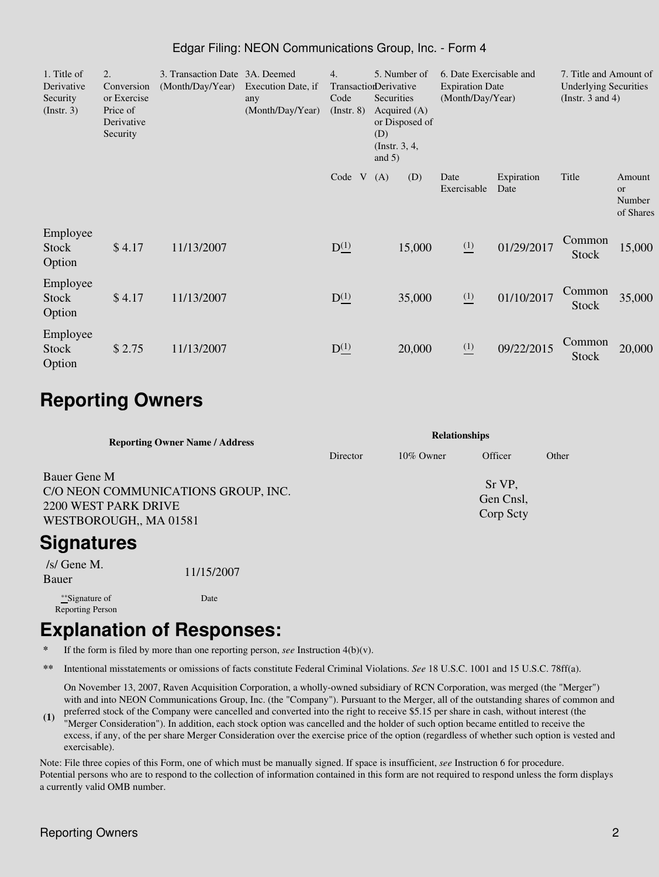| 1. Title of Derivative Security (Instr. 3) | 2. Conversion or Exercise Price of Derivative Security | 3. Transaction Date (Month/Day/Year) | 3A. Deemed Execution Date, if any (Month/Day/Year) | 4. Transaction Code (Instr. 8) | | 5. Number of Derivative Securities Acquired (A) or Disposed of (D) (Instr. 3, 4, and 5) | | 6. Date Exercisable and Expiration Date (Month/Day/Year) | | 7. Title and Amount of Underlying Securities (Instr. 3 and 4) | |
|---|---|---|---|---|---|---|---|---|---|---|---|
| | | | | Code | V | (A) | (D) | Date Exercisable | Expiration Date | Title | Amount or Number of Shares |
| Employee Stock Option | $ 4.17 | 11/13/2007 | | D (1) | | | 15,000 | (1) | 01/29/2017 | Common Stock | 15,000 |
| Employee Stock Option | $ 4.17 | 11/13/2007 | | D (1) | | | 35,000 | (1) | 01/10/2017 | Common Stock | 35,000 |
| Employee Stock Option | $ 2.75 | 11/13/2007 | | D (1) | | | 20,000 | (1) | 09/22/2015 | Common Stock | 20,000 |

# Reporting Owners

| Reporting Owner Name / Address | Relationships | | | |
|---|---|---|---|---|
| | Director | 10% Owner | Officer | Other |
| Bauer Gene M<br>C/O NEON COMMUNICATIONS GROUP, INC.<br>2200 WEST PARK DRIVE<br>WESTBOROUGH,, MA 01581 | | | Sr VP, Gen Cnsl, Corp Scty | |

# Signatures

| | |
|---|---|
| /s/ Gene M. Bauer | 11/15/2007 |
| **Signature of Reporting Person | Date |

# Explanation of Responses:

\* If the form is filed by more than one reporting person, *see* Instruction 4(b)(v).

** Intentional misstatements or omissions of facts constitute Federal Criminal Violations. *See* 18 U.S.C. 1001 and 15 U.S.C. 78ff(a).

**(1)** On November 13, 2007, Raven Acquisition Corporation, a wholly-owned subsidiary of RCN Corporation, was merged (the "Merger") with and into NEON Communications Group, Inc. (the "Company"). Pursuant to the Merger, all of the outstanding shares of common and preferred stock of the Company were cancelled and converted into the right to receive $5.15 per share in cash, without interest (the "Merger Consideration"). In addition, each stock option was cancelled and the holder of such option became entitled to receive the excess, if any, of the per share Merger Consideration over the exercise price of the option (regardless of whether such option is vested and exercisable).

Note: File three copies of this Form, one of which must be manually signed. If space is insufficient, *see* Instruction 6 for procedure.
Potential persons who are to respond to the collection of information contained in this form are not required to respond unless the form displays a currently valid OMB number.